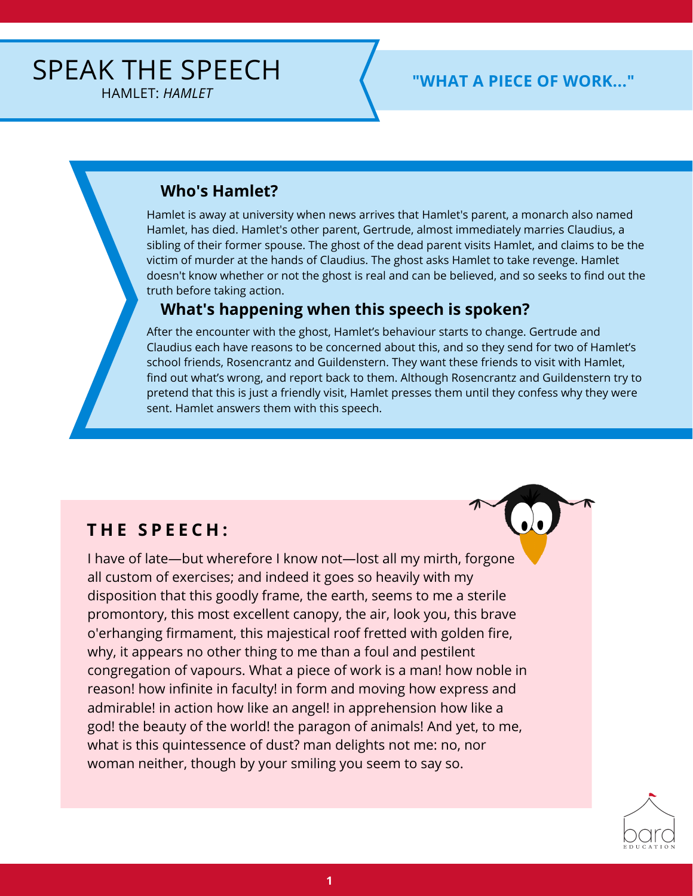# SPEAK THE SPEECH

HAMLET: *HAMLET*

## "WHAT A PIECE OF WORK..."

### Who's Hamlet?

Hamlet is away at university when news arrives that Hamlet's parent, a monarch also named Hamlet, has died. Hamlet's other parent, Gertrude, almost immediately marries Claudius, a sibling of their former spouse. The ghost of the dead parent visits Hamlet, and claims to be the victim of murder at the hands of Claudius. The ghost asks Hamlet to take revenge. Hamlet doesn't know whether or not the ghost is real and can be believed, and so seeks to find out the truth before taking action.

### What's happening when this speech is spoken?

After the encounter with the ghost, Hamlet's behaviour starts to change. Gertrude and Claudius each have reasons to be concerned about this, and so they send for two of Hamlet's school friends, Rosencrantz and Guildenstern. They want these friends to visit with Hamlet, find out what's wrong, and report back to them. Although Rosencrantz and Guildenstern try to pretend that this is just a friendly visit, Hamlet presses them until they confess why they were sent. Hamlet answers them with this speech.

## THE SPEECH:

I have of late—but wherefore I know not—lost all my mirth, forgone all custom of exercises; and indeed it goes so heavily with my disposition that this goodly frame, the earth, seems to me a sterile promontory, this most excellent canopy, the air, look you, this brave o'erhanging firmament, this majestical roof fretted with golden fire, why, it appears no other thing to me than a foul and pestilent congregation of vapours. What a piece of work is a man! how noble in reason! how infinite in faculty! in form and moving how express and admirable! in action how like an angel! in apprehension how like a god! the beauty of the world! the paragon of animals! And yet, to me, what is this quintessence of dust? man delights not me: no, nor woman neither, though by your smiling you seem to say so.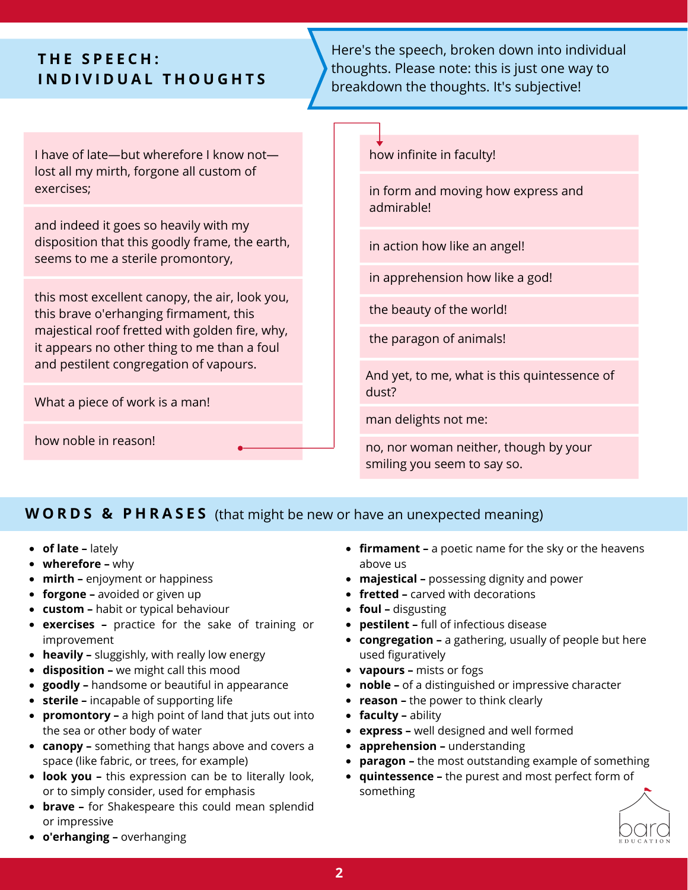## THE SPEECH: INDIVIDUAL THOUGHTS

Here's the speech, broken down into individual thoughts. Please note: this is just one way to breakdown the thoughts. It's subjective!

- I have of late—but wherefore I know not—lost all my mirth, forgone all custom of exercises;
- and indeed it goes so heavily with my disposition that this goodly frame, the earth, seems to me a sterile promontory,
- this most excellent canopy, the air, look you, this brave o'erhanging firmament, this majestical roof fretted with golden fire, why, it appears no other thing to me than a foul and pestilent congregation of vapours.
- What a piece of work is a man!
- how noble in reason!
- how infinite in faculty!
- in form and moving how express and admirable!
- in action how like an angel!
- in apprehension how like a god!
- the beauty of the world!
- the paragon of animals!
- And yet, to me, what is this quintessence of dust?
- man delights not me:
- no, nor woman neither, though by your smiling you seem to say so.

## WORDS & PHRASES (that might be new or have an unexpected meaning)

- **of late –** lately
- **wherefore –** why
- **mirth –** enjoyment or happiness
- **forgone –** avoided or given up
- **custom –** habit or typical behaviour
- **exercises –** practice for the sake of training or improvement
- **heavily –** sluggishly, with really low energy
- **disposition –** we might call this mood
- **goodly –** handsome or beautiful in appearance
- **sterile –** incapable of supporting life
- **promontory –** a high point of land that juts out into the sea or other body of water
- **canopy –** something that hangs above and covers a space (like fabric, or trees, for example)
- **look you –** this expression can be to literally look, or to simply consider, used for emphasis
- **brave –** for Shakespeare this could mean splendid or impressive
- **o'erhanging –** overhanging
- **firmament –** a poetic name for the sky or the heavens above us
- **majestical –** possessing dignity and power
- **fretted –** carved with decorations
- **foul –** disgusting
- **pestilent –** full of infectious disease
- **congregation –** a gathering, usually of people but here used figuratively
- **vapours –** mists or fogs
- **noble –** of a distinguished or impressive character
- **reason –** the power to think clearly
- **faculty –** ability
- **express –** well designed and well formed
- **apprehension –** understanding
- **paragon –** the most outstanding example of something
- **quintessence –** the purest and most perfect form of something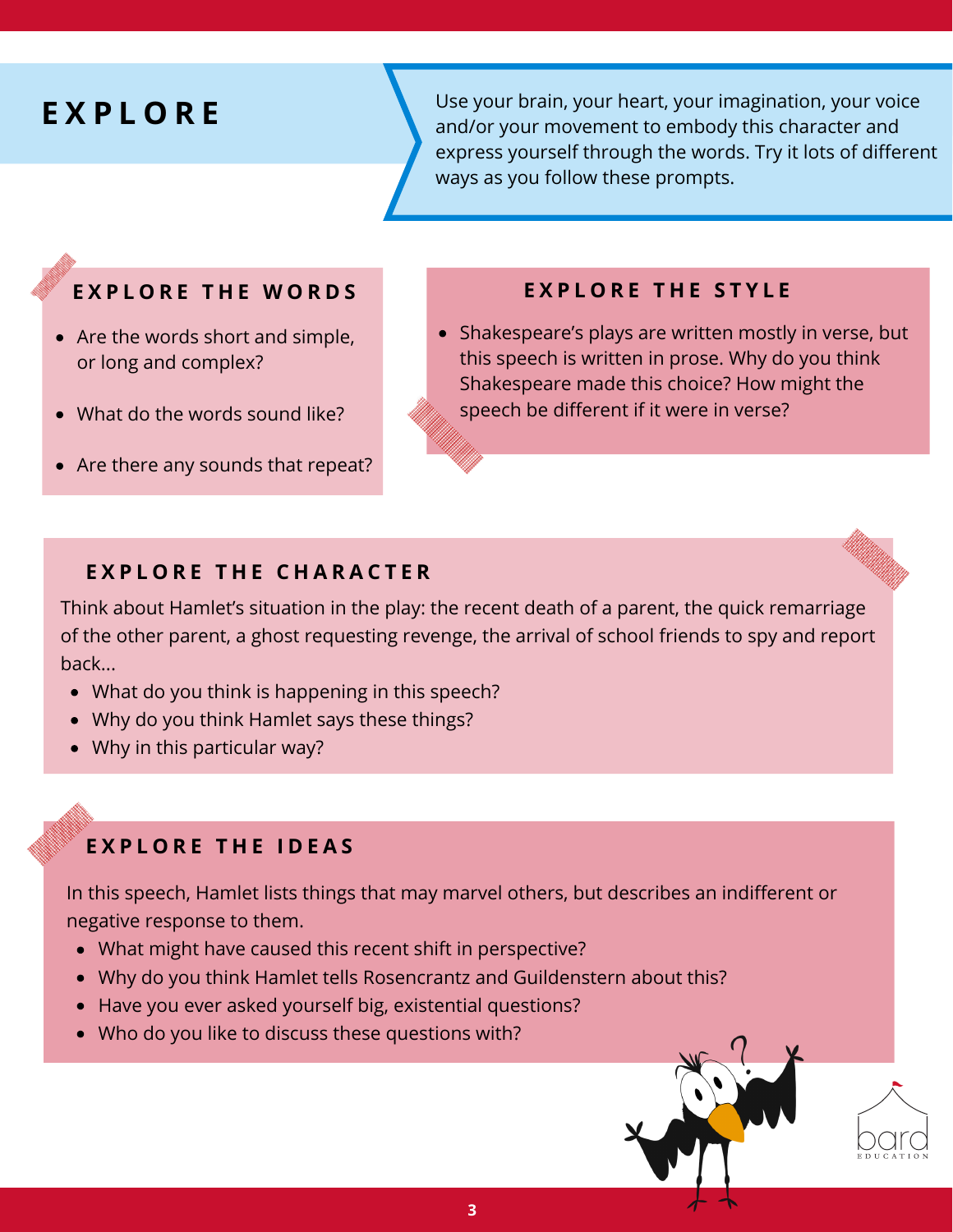# EXPLORE

Use your brain, your heart, your imagination, your voice and/or your movement to embody this character and express yourself through the words. Try it lots of different ways as you follow these prompts.

## EXPLORE THE WORDS

- Are the words short and simple, or long and complex?
- What do the words sound like?
- Are there any sounds that repeat?

## EXPLORE THE STYLE

- Shakespeare's plays are written mostly in verse, but this speech is written in prose. Why do you think Shakespeare made this choice? How might the speech be different if it were in verse?

## EXPLORE THE CHARACTER

Think about Hamlet's situation in the play: the recent death of a parent, the quick remarriage of the other parent, a ghost requesting revenge, the arrival of school friends to spy and report back...

- What do you think is happening in this speech?
- Why do you think Hamlet says these things?
- Why in this particular way?

## EXPLORE THE IDEAS

In this speech, Hamlet lists things that may marvel others, but describes an indifferent or negative response to them.

- What might have caused this recent shift in perspective?
- Why do you think Hamlet tells Rosencrantz and Guildenstern about this?
- Have you ever asked yourself big, existential questions?
- Who do you like to discuss these questions with?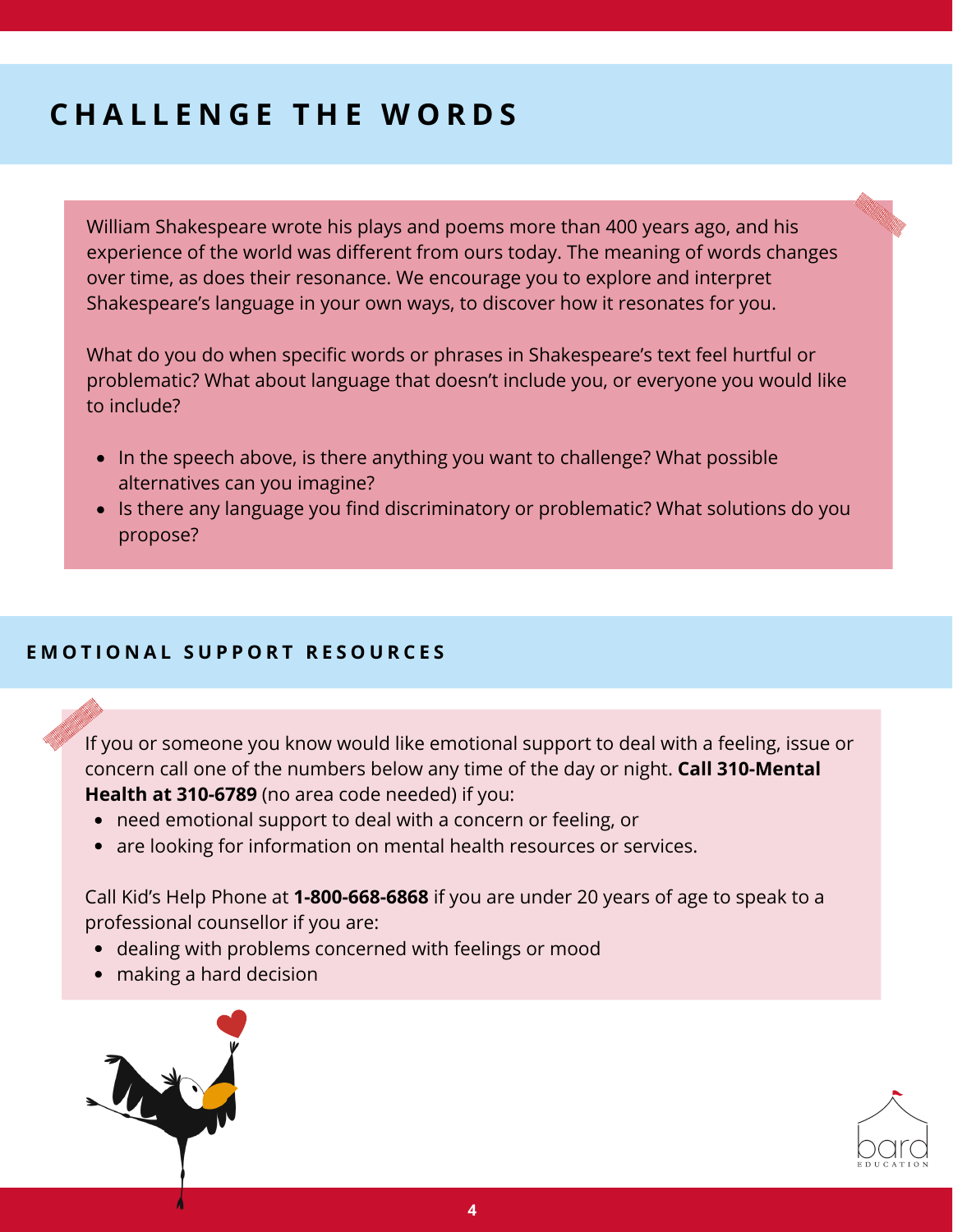# CHALLENGE THE WORDS

William Shakespeare wrote his plays and poems more than 400 years ago, and his experience of the world was different from ours today. The meaning of words changes over time, as does their resonance. We encourage you to explore and interpret Shakespeare's language in your own ways, to discover how it resonates for you.

What do you do when specific words or phrases in Shakespeare's text feel hurtful or problematic? What about language that doesn't include you, or everyone you would like to include?

- In the speech above, is there anything you want to challenge? What possible alternatives can you imagine?
- Is there any language you find discriminatory or problematic? What solutions do you propose?

## EMOTIONAL SUPPORT RESOURCES

If you or someone you know would like emotional support to deal with a feeling, issue or concern call one of the numbers below any time of the day or night. **Call 310-Mental Health at 310-6789** (no area code needed) if you:

- need emotional support to deal with a concern or feeling, or
- are looking for information on mental health resources or services.

Call Kid's Help Phone at **1-800-668-6868** if you are under 20 years of age to speak to a professional counsellor if you are:

- dealing with problems concerned with feelings or mood
- making a hard decision